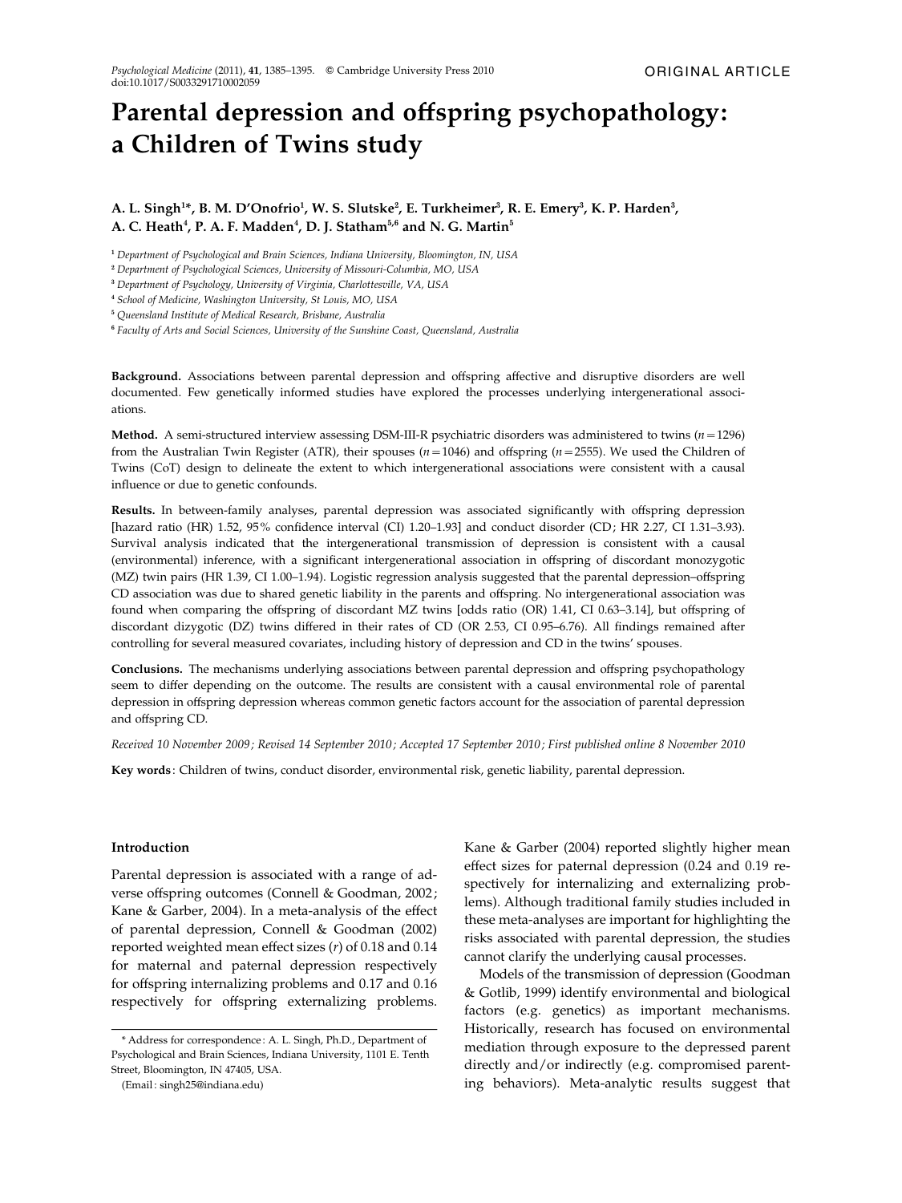ORIGINAL ARTICLE

# Parental depression and offspring psychopathology: a Children of Twins study

**A. L. Singh[1]*, B. M. D'Onofrio[1], W. S. Slutske[2], E. Turkheimer[3], R. E. Emery[3], K. P. Harden[3], A. C. Heath[4], P. A. F. Madden[4], D. J. Statham[5,6] and N. G. Martin[5]**

[1] *Department of Psychological and Brain Sciences, Indiana University, Bloomington, IN, USA*
[2] *Department of Psychological Sciences, University of Missouri-Columbia, MO, USA*
[3] *Department of Psychology, University of Virginia, Charlottesville, VA, USA*
[4] *School of Medicine, Washington University, St Louis, MO, USA*
[5] *Queensland Institute of Medical Research, Brisbane, Australia*
[6] *Faculty of Arts and Social Sciences, University of the Sunshine Coast, Queensland, Australia*

**Background.** Associations between parental depression and offspring affective and disruptive disorders are well documented. Few genetically informed studies have explored the processes underlying intergenerational associations.

**Method.** A semi-structured interview assessing DSM-III-R psychiatric disorders was administered to twins ($n=1296$) from the Australian Twin Register (ATR), their spouses ($n=1046$) and offspring ($n=2555$). We used the Children of Twins (CoT) design to delineate the extent to which intergenerational associations were consistent with a causal influence or due to genetic confounds.

**Results.** In between-family analyses, parental depression was associated significantly with offspring depression [hazard ratio (HR) 1.52, 95% confidence interval (CI) 1.20–1.93] and conduct disorder (CD; HR 2.27, CI 1.31–3.93). Survival analysis indicated that the intergenerational transmission of depression is consistent with a causal (environmental) inference, with a significant intergenerational association in offspring of discordant monozygotic (MZ) twin pairs (HR 1.39, CI 1.00–1.94). Logistic regression analysis suggested that the parental depression–offspring CD association was due to shared genetic liability in the parents and offspring. No intergenerational association was found when comparing the offspring of discordant MZ twins [odds ratio (OR) 1.41, CI 0.63–3.14], but offspring of discordant dizygotic (DZ) twins differed in their rates of CD (OR 2.53, CI 0.95–6.76). All findings remained after controlling for several measured covariates, including history of depression and CD in the twins' spouses.

**Conclusions.** The mechanisms underlying associations between parental depression and offspring psychopathology seem to differ depending on the outcome. The results are consistent with a causal environmental role of parental depression in offspring depression whereas common genetic factors account for the association of parental depression and offspring CD.

*Received 10 November 2009; Revised 14 September 2010; Accepted 17 September 2010; First published online 8 November 2010*

**Key words**: Children of twins, conduct disorder, environmental risk, genetic liability, parental depression.

## Introduction

Parental depression is associated with a range of adverse offspring outcomes (Connell & Goodman, 2002; Kane & Garber, 2004). In a meta-analysis of the effect of parental depression, Connell & Goodman (2002) reported weighted mean effect sizes ($r$) of 0.18 and 0.14 for maternal and paternal depression respectively for offspring internalizing problems and 0.17 and 0.16 respectively for offspring externalizing problems. Kane & Garber (2004) reported slightly higher mean effect sizes for paternal depression (0.24 and 0.19 respectively for internalizing and externalizing problems). Although traditional family studies included in these meta-analyses are important for highlighting the risks associated with parental depression, the studies cannot clarify the underlying causal processes.

Models of the transmission of depression (Goodman & Gotlib, 1999) identify environmental and biological factors (e.g. genetics) as important mechanisms. Historically, research has focused on environmental mediation through exposure to the depressed parent directly and/or indirectly (e.g. compromised parenting behaviors). Meta-analytic results suggest that

* Address for correspondence: A. L. Singh, Ph.D., Department of Psychological and Brain Sciences, Indiana University, 1101 E. Tenth Street, Bloomington, IN 47405, USA.
(Email: singh25@indiana.edu)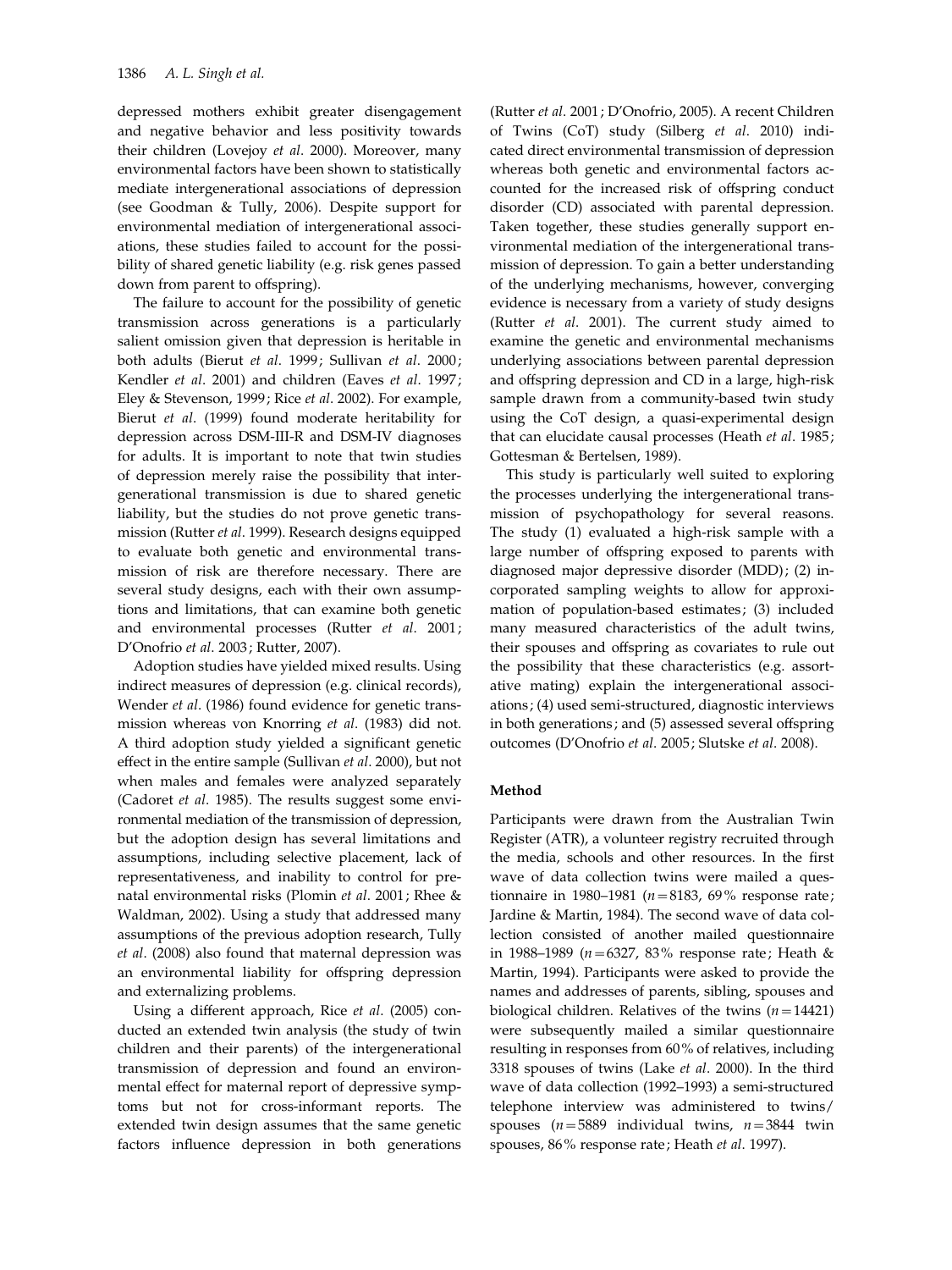depressed mothers exhibit greater disengagement and negative behavior and less positivity towards their children (Lovejoy *et al*. 2000). Moreover, many environmental factors have been shown to statistically mediate intergenerational associations of depression (see Goodman & Tully, 2006). Despite support for environmental mediation of intergenerational associations, these studies failed to account for the possibility of shared genetic liability (e.g. risk genes passed down from parent to offspring).

The failure to account for the possibility of genetic transmission across generations is a particularly salient omission given that depression is heritable in both adults (Bierut *et al*. 1999; Sullivan *et al*. 2000; Kendler *et al*. 2001) and children (Eaves *et al*. 1997; Eley & Stevenson, 1999; Rice *et al*. 2002). For example, Bierut *et al*. (1999) found moderate heritability for depression across DSM-III-R and DSM-IV diagnoses for adults. It is important to note that twin studies of depression merely raise the possibility that intergenerational transmission is due to shared genetic liability, but the studies do not prove genetic transmission (Rutter *et al*. 1999). Research designs equipped to evaluate both genetic and environmental transmission of risk are therefore necessary. There are several study designs, each with their own assumptions and limitations, that can examine both genetic and environmental processes (Rutter *et al*. 2001; D'Onofrio *et al*. 2003; Rutter, 2007).

Adoption studies have yielded mixed results. Using indirect measures of depression (e.g. clinical records), Wender *et al*. (1986) found evidence for genetic transmission whereas von Knorring *et al*. (1983) did not. A third adoption study yielded a significant genetic effect in the entire sample (Sullivan *et al*. 2000), but not when males and females were analyzed separately (Cadoret *et al*. 1985). The results suggest some environmental mediation of the transmission of depression, but the adoption design has several limitations and assumptions, including selective placement, lack of representativeness, and inability to control for prenatal environmental risks (Plomin *et al*. 2001; Rhee & Waldman, 2002). Using a study that addressed many assumptions of the previous adoption research, Tully *et al*. (2008) also found that maternal depression was an environmental liability for offspring depression and externalizing problems.

Using a different approach, Rice *et al*. (2005) conducted an extended twin analysis (the study of twin children and their parents) of the intergenerational transmission of depression and found an environmental effect for maternal report of depressive symptoms but not for cross-informant reports. The extended twin design assumes that the same genetic factors influence depression in both generations (Rutter *et al*. 2001; D'Onofrio, 2005). A recent Children of Twins (CoT) study (Silberg *et al*. 2010) indicated direct environmental transmission of depression whereas both genetic and environmental factors accounted for the increased risk of offspring conduct disorder (CD) associated with parental depression. Taken together, these studies generally support environmental mediation of the intergenerational transmission of depression. To gain a better understanding of the underlying mechanisms, however, converging evidence is necessary from a variety of study designs (Rutter *et al*. 2001). The current study aimed to examine the genetic and environmental mechanisms underlying associations between parental depression and offspring depression and CD in a large, high-risk sample drawn from a community-based twin study using the CoT design, a quasi-experimental design that can elucidate causal processes (Heath *et al*. 1985; Gottesman & Bertelsen, 1989).

This study is particularly well suited to exploring the processes underlying the intergenerational transmission of psychopathology for several reasons. The study (1) evaluated a high-risk sample with a large number of offspring exposed to parents with diagnosed major depressive disorder (MDD); (2) incorporated sampling weights to allow for approximation of population-based estimates; (3) included many measured characteristics of the adult twins, their spouses and offspring as covariates to rule out the possibility that these characteristics (e.g. assortative mating) explain the intergenerational associations; (4) used semi-structured, diagnostic interviews in both generations; and (5) assessed several offspring outcomes (D'Onofrio *et al*. 2005; Slutske *et al*. 2008).

## Method

Participants were drawn from the Australian Twin Register (ATR), a volunteer registry recruited through the media, schools and other resources. In the first wave of data collection twins were mailed a questionnaire in 1980–1981 ($n=8183$, 69% response rate; Jardine & Martin, 1984). The second wave of data collection consisted of another mailed questionnaire in 1988–1989 ($n=6327$, 83% response rate; Heath & Martin, 1994). Participants were asked to provide the names and addresses of parents, sibling, spouses and biological children. Relatives of the twins ($n=14421$) were subsequently mailed a similar questionnaire resulting in responses from 60% of relatives, including 3318 spouses of twins (Lake *et al*. 2000). In the third wave of data collection (1992–1993) a semi-structured telephone interview was administered to twins/spouses ($n=5889$ individual twins, $n=3844$ twin spouses, 86% response rate; Heath *et al*. 1997).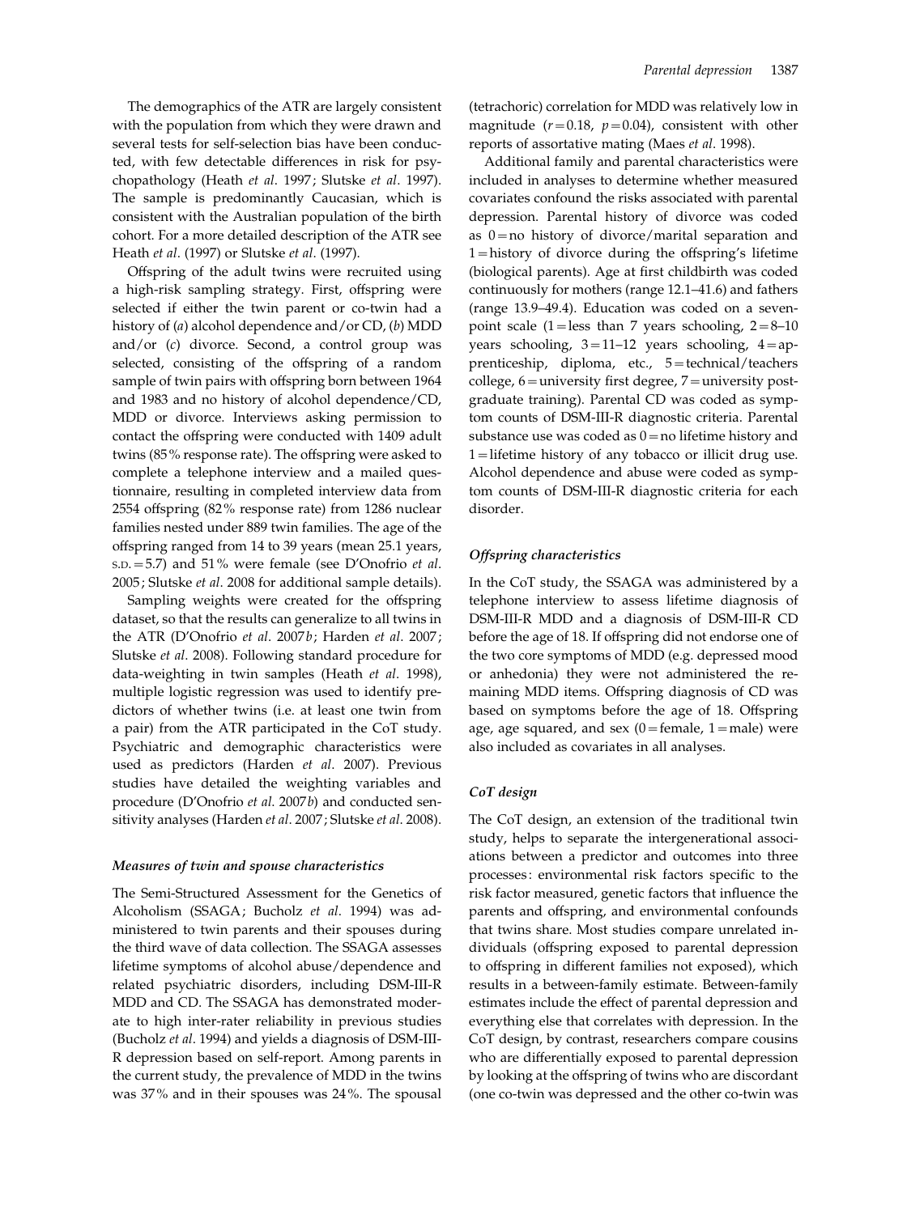The demographics of the ATR are largely consistent with the population from which they were drawn and several tests for self-selection bias have been conducted, with few detectable differences in risk for psychopathology (Heath *et al*. 1997; Slutske *et al*. 1997). The sample is predominantly Caucasian, which is consistent with the Australian population of the birth cohort. For a more detailed description of the ATR see Heath *et al*. (1997) or Slutske *et al*. (1997).

Offspring of the adult twins were recruited using a high-risk sampling strategy. First, offspring were selected if either the twin parent or co-twin had a history of (*a*) alcohol dependence and/or CD, (*b*) MDD and/or (*c*) divorce. Second, a control group was selected, consisting of the offspring of a random sample of twin pairs with offspring born between 1964 and 1983 and no history of alcohol dependence/CD, MDD or divorce. Interviews asking permission to contact the offspring were conducted with 1409 adult twins (85% response rate). The offspring were asked to complete a telephone interview and a mailed questionnaire, resulting in completed interview data from 2554 offspring (82% response rate) from 1286 nuclear families nested under 889 twin families. The age of the offspring ranged from 14 to 39 years (mean 25.1 years, S.D. = 5.7) and 51% were female (see D'Onofrio *et al*. 2005; Slutske *et al*. 2008 for additional sample details).

Sampling weights were created for the offspring dataset, so that the results can generalize to all twins in the ATR (D'Onofrio *et al*. 2007*b*; Harden *et al*. 2007; Slutske *et al*. 2008). Following standard procedure for data-weighting in twin samples (Heath *et al*. 1998), multiple logistic regression was used to identify predictors of whether twins (i.e. at least one twin from a pair) from the ATR participated in the CoT study. Psychiatric and demographic characteristics were used as predictors (Harden *et al*. 2007). Previous studies have detailed the weighting variables and procedure (D'Onofrio *et al*. 2007*b*) and conducted sensitivity analyses (Harden *et al*. 2007; Slutske *et al*. 2008).

### *Measures of twin and spouse characteristics*

The Semi-Structured Assessment for the Genetics of Alcoholism (SSAGA; Bucholz *et al*. 1994) was administered to twin parents and their spouses during the third wave of data collection. The SSAGA assesses lifetime symptoms of alcohol abuse/dependence and related psychiatric disorders, including DSM-III-R MDD and CD. The SSAGA has demonstrated moderate to high inter-rater reliability in previous studies (Bucholz *et al*. 1994) and yields a diagnosis of DSM-III-R depression based on self-report. Among parents in the current study, the prevalence of MDD in the twins was 37% and in their spouses was 24%. The spousal (tetrachoric) correlation for MDD was relatively low in magnitude ($r = 0.18$, $p = 0.04$), consistent with other reports of assortative mating (Maes *et al*. 1998).

Additional family and parental characteristics were included in analyses to determine whether measured covariates confound the risks associated with parental depression. Parental history of divorce was coded as 0 = no history of divorce/marital separation and 1 = history of divorce during the offspring's lifetime (biological parents). Age at first childbirth was coded continuously for mothers (range 12.1–41.6) and fathers (range 13.9–49.4). Education was coded on a seven-point scale (1 = less than 7 years schooling, 2 = 8–10 years schooling, 3 = 11–12 years schooling, 4 = apprenticeship, diploma, etc., 5 = technical/teachers college, 6 = university first degree, 7 = university postgraduate training). Parental CD was coded as symptom counts of DSM-III-R diagnostic criteria. Parental substance use was coded as 0 = no lifetime history and 1 = lifetime history of any tobacco or illicit drug use. Alcohol dependence and abuse were coded as symptom counts of DSM-III-R diagnostic criteria for each disorder.

### *Offspring characteristics*

In the CoT study, the SSAGA was administered by a telephone interview to assess lifetime diagnosis of DSM-III-R MDD and a diagnosis of DSM-III-R CD before the age of 18. If offspring did not endorse one of the two core symptoms of MDD (e.g. depressed mood or anhedonia) they were not administered the remaining MDD items. Offspring diagnosis of CD was based on symptoms before the age of 18. Offspring age, age squared, and sex (0 = female, 1 = male) were also included as covariates in all analyses.

### *CoT design*

The CoT design, an extension of the traditional twin study, helps to separate the intergenerational associations between a predictor and outcomes into three processes: environmental risk factors specific to the risk factor measured, genetic factors that influence the parents and offspring, and environmental confounds that twins share. Most studies compare unrelated individuals (offspring exposed to parental depression to offspring in different families not exposed), which results in a between-family estimate. Between-family estimates include the effect of parental depression and everything else that correlates with depression. In the CoT design, by contrast, researchers compare cousins who are differentially exposed to parental depression by looking at the offspring of twins who are discordant (one co-twin was depressed and the other co-twin was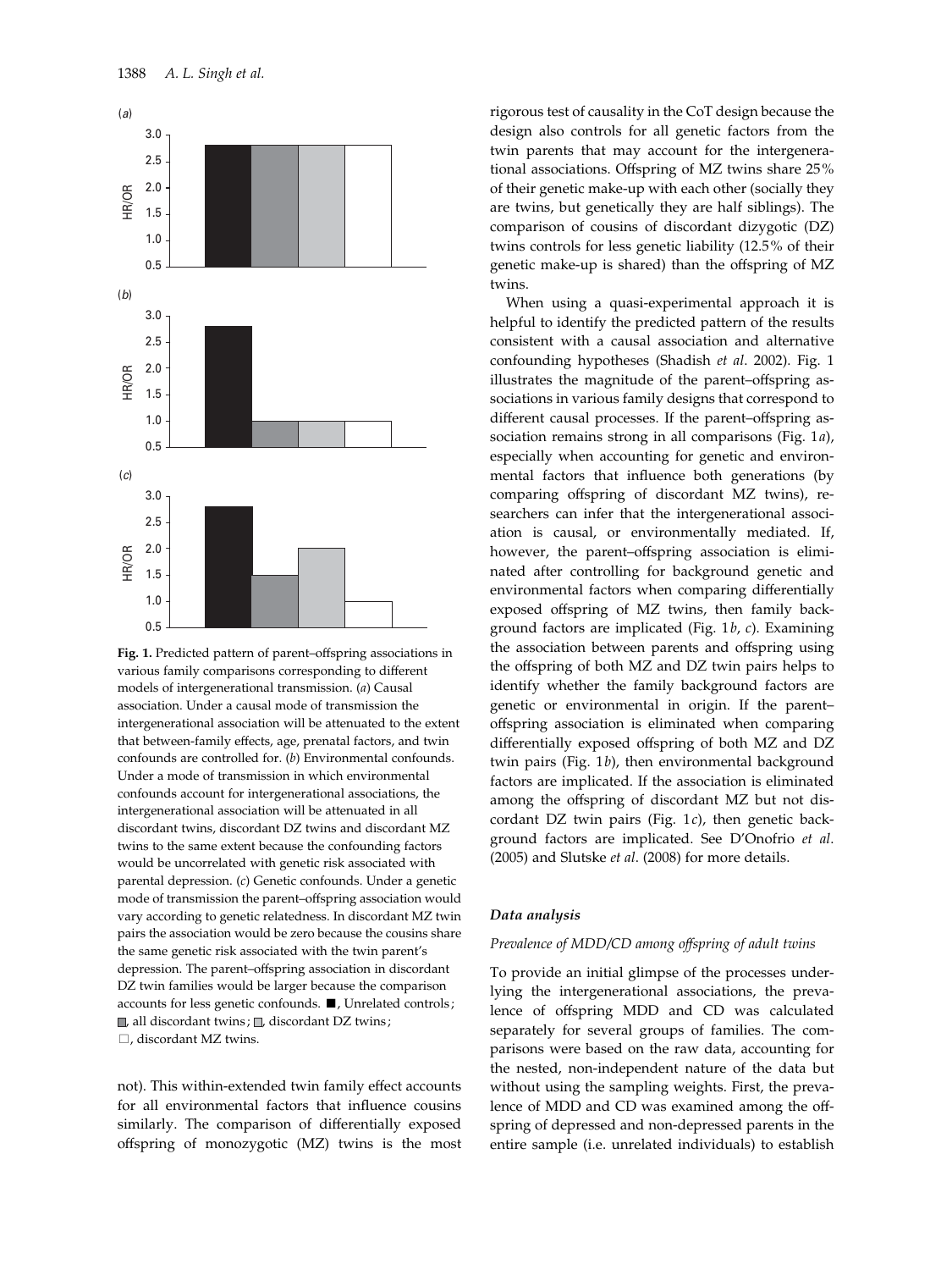**Fig. 1.** Predicted pattern of parent–offspring associations in various family comparisons corresponding to different models of intergenerational transmission. (*a*) Causal association. Under a causal mode of transmission the intergenerational association will be attenuated to the extent that between-family effects, age, prenatal factors, and twin confounds are controlled for. (*b*) Environmental confounds. Under a mode of transmission in which environmental confounds account for intergenerational associations, the intergenerational association will be attenuated in all discordant twins, discordant DZ twins and discordant MZ twins to the same extent because the confounding factors would be uncorrelated with genetic risk associated with parental depression. (*c*) Genetic confounds. Under a genetic mode of transmission the parent–offspring association would vary according to genetic relatedness. In discordant MZ twin pairs the association would be zero because the cousins share the same genetic risk associated with the twin parent's depression. The parent–offspring association in discordant DZ twin families would be larger because the comparison accounts for less genetic confounds. ■, Unrelated controls; ▒, all discordant twins; ░, discordant DZ twins; □, discordant MZ twins.

not). This within-extended twin family effect accounts for all environmental factors that influence cousins similarly. The comparison of differentially exposed offspring of monozygotic (MZ) twins is the most rigorous test of causality in the CoT design because the design also controls for all genetic factors from the twin parents that may account for the intergenerational associations. Offspring of MZ twins share 25% of their genetic make-up with each other (socially they are twins, but genetically they are half siblings). The comparison of cousins of discordant dizygotic (DZ) twins controls for less genetic liability (12.5% of their genetic make-up is shared) than the offspring of MZ twins.

When using a quasi-experimental approach it is helpful to identify the predicted pattern of the results consistent with a causal association and alternative confounding hypotheses (Shadish *et al*. 2002). Fig. 1 illustrates the magnitude of the parent–offspring associations in various family designs that correspond to different causal processes. If the parent–offspring association remains strong in all comparisons (Fig. 1*a*), especially when accounting for genetic and environmental factors that influence both generations (by comparing offspring of discordant MZ twins), researchers can infer that the intergenerational association is causal, or environmentally mediated. If, however, the parent–offspring association is eliminated after controlling for background genetic and environmental factors when comparing differentially exposed offspring of MZ twins, then family background factors are implicated (Fig. 1*b*, *c*). Examining the association between parents and offspring using the offspring of both MZ and DZ twin pairs helps to identify whether the family background factors are genetic or environmental in origin. If the parent–offspring association is eliminated when comparing differentially exposed offspring of both MZ and DZ twin pairs (Fig. 1*b*), then environmental background factors are implicated. If the association is eliminated among the offspring of discordant MZ but not discordant DZ twin pairs (Fig. 1*c*), then genetic background factors are implicated. See D'Onofrio *et al*. (2005) and Slutske *et al*. (2008) for more details.

### *Data analysis*

#### *Prevalence of MDD/CD among offspring of adult twins*

To provide an initial glimpse of the processes underlying the intergenerational associations, the prevalence of offspring MDD and CD was calculated separately for several groups of families. The comparisons were based on the raw data, accounting for the nested, non-independent nature of the data but without using the sampling weights. First, the prevalence of MDD and CD was examined among the offspring of depressed and non-depressed parents in the entire sample (i.e. unrelated individuals) to establish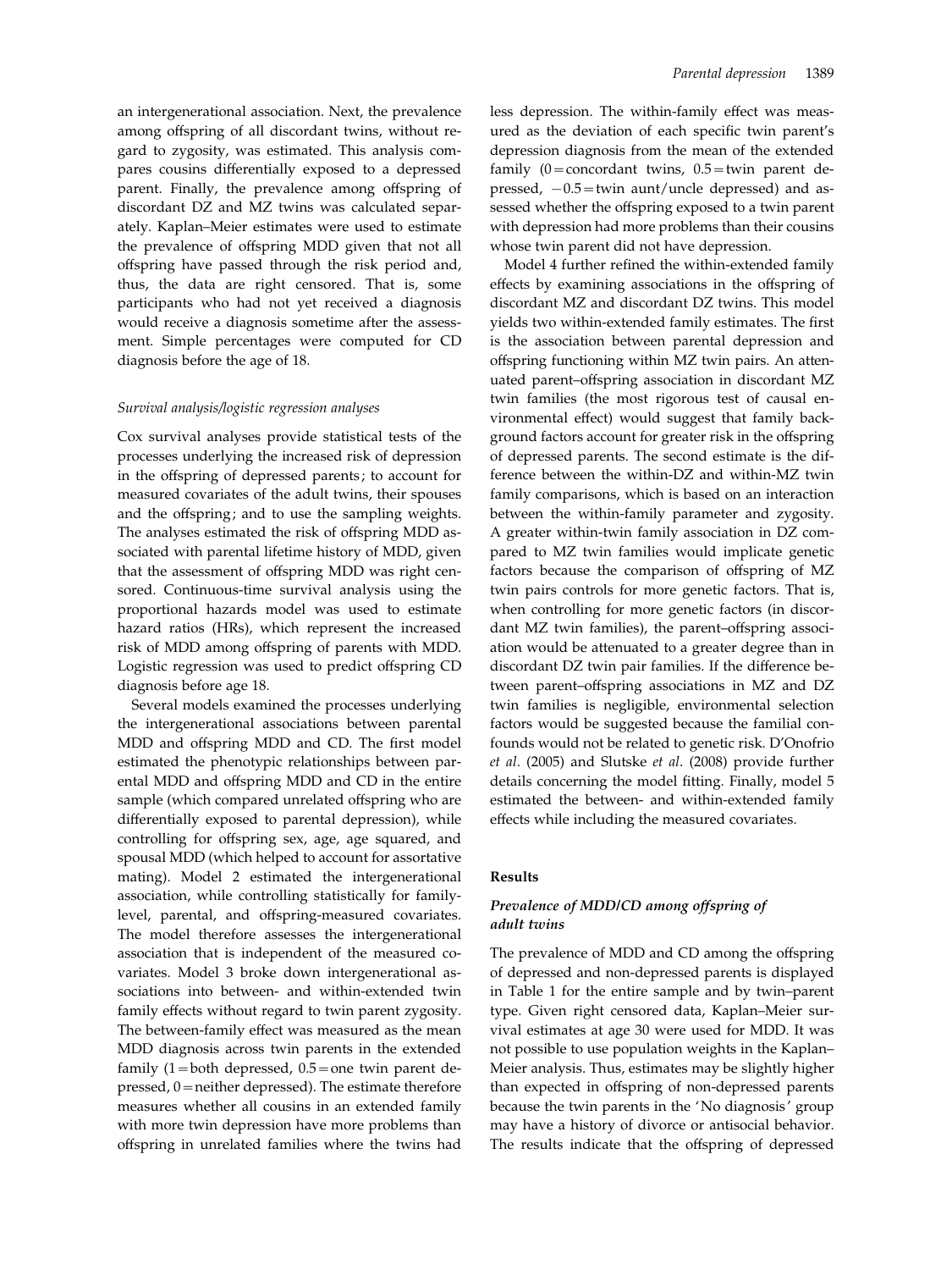an intergenerational association. Next, the prevalence among offspring of all discordant twins, without regard to zygosity, was estimated. This analysis compares cousins differentially exposed to a depressed parent. Finally, the prevalence among offspring of discordant DZ and MZ twins was calculated separately. Kaplan–Meier estimates were used to estimate the prevalence of offspring MDD given that not all offspring have passed through the risk period and, thus, the data are right censored. That is, some participants who had not yet received a diagnosis would receive a diagnosis sometime after the assessment. Simple percentages were computed for CD diagnosis before the age of 18.

### *Survival analysis/logistic regression analyses*

Cox survival analyses provide statistical tests of the processes underlying the increased risk of depression in the offspring of depressed parents; to account for measured covariates of the adult twins, their spouses and the offspring; and to use the sampling weights. The analyses estimated the risk of offspring MDD associated with parental lifetime history of MDD, given that the assessment of offspring MDD was right censored. Continuous-time survival analysis using the proportional hazards model was used to estimate hazard ratios (HRs), which represent the increased risk of MDD among offspring of parents with MDD. Logistic regression was used to predict offspring CD diagnosis before age 18.

Several models examined the processes underlying the intergenerational associations between parental MDD and offspring MDD and CD. The first model estimated the phenotypic relationships between parental MDD and offspring MDD and CD in the entire sample (which compared unrelated offspring who are differentially exposed to parental depression), while controlling for offspring sex, age, age squared, and spousal MDD (which helped to account for assortative mating). Model 2 estimated the intergenerational association, while controlling statistically for family-level, parental, and offspring-measured covariates. The model therefore assesses the intergenerational association that is independent of the measured covariates. Model 3 broke down intergenerational associations into between- and within-extended twin family effects without regard to twin parent zygosity. The between-family effect was measured as the mean MDD diagnosis across twin parents in the extended family (1 = both depressed, 0.5 = one twin parent depressed, 0 = neither depressed). The estimate therefore measures whether all cousins in an extended family with more twin depression have more problems than offspring in unrelated families where the twins had less depression. The within-family effect was measured as the deviation of each specific twin parent's depression diagnosis from the mean of the extended family (0 = concordant twins, 0.5 = twin parent depressed, −0.5 = twin aunt/uncle depressed) and assessed whether the offspring exposed to a twin parent with depression had more problems than their cousins whose twin parent did not have depression.

Model 4 further refined the within-extended family effects by examining associations in the offspring of discordant MZ and discordant DZ twins. This model yields two within-extended family estimates. The first is the association between parental depression and offspring functioning within MZ twin pairs. An attenuated parent–offspring association in discordant MZ twin families (the most rigorous test of causal environmental effect) would suggest that family background factors account for greater risk in the offspring of depressed parents. The second estimate is the difference between the within-DZ and within-MZ twin family comparisons, which is based on an interaction between the within-family parameter and zygosity. A greater within-twin family association in DZ compared to MZ twin families would implicate genetic factors because the comparison of offspring of MZ twin pairs controls for more genetic factors. That is, when controlling for more genetic factors (in discordant MZ twin families), the parent–offspring association would be attenuated to a greater degree than in discordant DZ twin pair families. If the difference between parent–offspring associations in MZ and DZ twin families is negligible, environmental selection factors would be suggested because the familial confounds would not be related to genetic risk. D'Onofrio *et al*. (2005) and Slutske *et al*. (2008) provide further details concerning the model fitting. Finally, model 5 estimated the between- and within-extended family effects while including the measured covariates.

## Results

### *Prevalence of MDD/CD among offspring of adult twins*

The prevalence of MDD and CD among the offspring of depressed and non-depressed parents is displayed in Table 1 for the entire sample and by twin–parent type. Given right censored data, Kaplan–Meier survival estimates at age 30 were used for MDD. It was not possible to use population weights in the Kaplan–Meier analysis. Thus, estimates may be slightly higher than expected in offspring of non-depressed parents because the twin parents in the 'No diagnosis' group may have a history of divorce or antisocial behavior. The results indicate that the offspring of depressed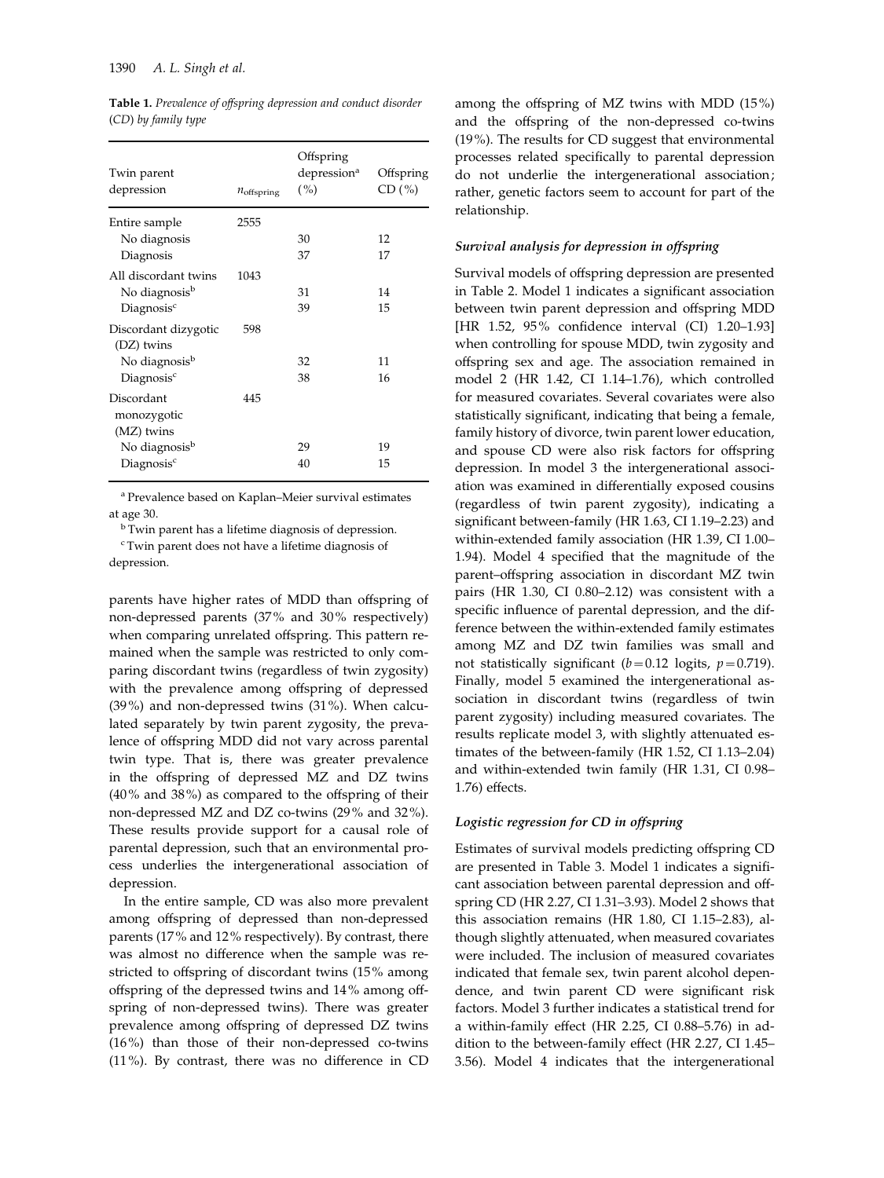**Table 1.** *Prevalence of offspring depression and conduct disorder (CD) by family type*

| Twin parent depression | $n_{\text{offspring}}$ | Offspring depression[a] (%) | Offspring CD (%) |
|---|---|---|---|
| Entire sample | 2555 | | |
| No diagnosis | | 30 | 12 |
| Diagnosis | | 37 | 17 |
| All discordant twins | 1043 | | |
| No diagnosis[b] | | 31 | 14 |
| Diagnosis[c] | | 39 | 15 |
| Discordant dizygotic (DZ) twins | 598 | | |
| No diagnosis[b] | | 32 | 11 |
| Diagnosis[c] | | 38 | 16 |
| Discordant monozygotic (MZ) twins | 445 | | |
| No diagnosis[b] | | 29 | 19 |
| Diagnosis[c] | | 40 | 15 |

[a] Prevalence based on Kaplan–Meier survival estimates at age 30.

[b] Twin parent has a lifetime diagnosis of depression.

[c] Twin parent does not have a lifetime diagnosis of depression.

parents have higher rates of MDD than offspring of non-depressed parents (37% and 30% respectively) when comparing unrelated offspring. This pattern remained when the sample was restricted to only comparing discordant twins (regardless of twin zygosity) with the prevalence among offspring of depressed (39%) and non-depressed twins (31%). When calculated separately by twin parent zygosity, the prevalence of offspring MDD did not vary across parental twin type. That is, there was greater prevalence in the offspring of depressed MZ and DZ twins (40% and 38%) as compared to the offspring of their non-depressed MZ and DZ co-twins (29% and 32%). These results provide support for a causal role of parental depression, such that an environmental process underlies the intergenerational association of depression.

In the entire sample, CD was also more prevalent among offspring of depressed than non-depressed parents (17% and 12% respectively). By contrast, there was almost no difference when the sample was restricted to offspring of discordant twins (15% among offspring of the depressed twins and 14% among offspring of non-depressed twins). There was greater prevalence among offspring of depressed DZ twins (16%) than those of their non-depressed co-twins (11%). By contrast, there was no difference in CD among the offspring of MZ twins with MDD (15%) and the offspring of the non-depressed co-twins (19%). The results for CD suggest that environmental processes related specifically to parental depression do not underlie the intergenerational association; rather, genetic factors seem to account for part of the relationship.

### *Survival analysis for depression in offspring*

Survival models of offspring depression are presented in Table 2. Model 1 indicates a significant association between twin parent depression and offspring MDD [HR 1.52, 95% confidence interval (CI) 1.20–1.93] when controlling for spouse MDD, twin zygosity and offspring sex and age. The association remained in model 2 (HR 1.42, CI 1.14–1.76), which controlled for measured covariates. Several covariates were also statistically significant, indicating that being a female, family history of divorce, twin parent lower education, and spouse CD were also risk factors for offspring depression. In model 3 the intergenerational association was examined in differentially exposed cousins (regardless of twin parent zygosity), indicating a significant between-family (HR 1.63, CI 1.19–2.23) and within-extended family association (HR 1.39, CI 1.00–1.94). Model 4 specified that the magnitude of the parent–offspring association in discordant MZ twin pairs (HR 1.30, CI 0.80–2.12) was consistent with a specific influence of parental depression, and the difference between the within-extended family estimates among MZ and DZ twin families was small and not statistically significant ($b = 0.12$ logits, $p = 0.719$). Finally, model 5 examined the intergenerational association in discordant twins (regardless of twin parent zygosity) including measured covariates. The results replicate model 3, with slightly attenuated estimates of the between-family (HR 1.52, CI 1.13–2.04) and within-extended twin family (HR 1.31, CI 0.98–1.76) effects.

### *Logistic regression for CD in offspring*

Estimates of survival models predicting offspring CD are presented in Table 3. Model 1 indicates a significant association between parental depression and offspring CD (HR 2.27, CI 1.31–3.93). Model 2 shows that this association remains (HR 1.80, CI 1.15–2.83), although slightly attenuated, when measured covariates were included. The inclusion of measured covariates indicated that female sex, twin parent alcohol dependence, and twin parent CD were significant risk factors. Model 3 further indicates a statistical trend for a within-family effect (HR 2.25, CI 0.88–5.76) in addition to the between-family effect (HR 2.27, CI 1.45–3.56). Model 4 indicates that the intergenerational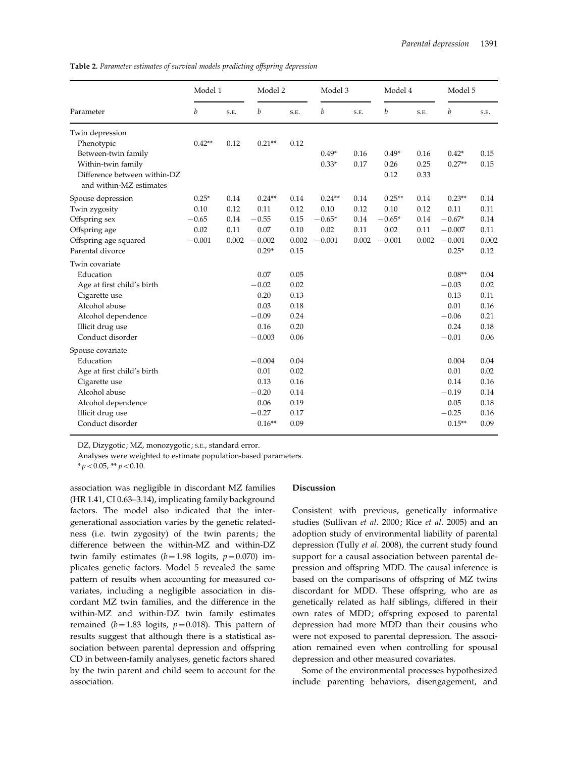**Table 2.** *Parameter estimates of survival models predicting offspring depression*

| Parameter | Model 1 | | Model 2 | | Model 3 | | Model 4 | | Model 5 | |
|---|---|---|---|---|---|---|---|---|---|---|
| | *b* | S.E. | *b* | S.E. | *b* | S.E. | *b* | S.E. | *b* | S.E. |
| Twin depression | | | | | | | | | | |
| Phenotypic | 0.42** | 0.12 | 0.21** | 0.12 | | | | | | |
| Between-twin family | | | | | 0.49* | 0.16 | 0.49* | 0.16 | 0.42* | 0.15 |
| Within-twin family | | | | | 0.33* | 0.17 | 0.26 | 0.25 | 0.27** | 0.15 |
| Difference between within-DZ and within-MZ estimates | | | | | | | 0.12 | 0.33 | | |
| Spouse depression | 0.25* | 0.14 | 0.24** | 0.14 | 0.24** | 0.14 | 0.25** | 0.14 | 0.23** | 0.14 |
| Twin zygosity | 0.10 | 0.12 | 0.11 | 0.12 | 0.10 | 0.12 | 0.10 | 0.12 | 0.11 | 0.11 |
| Offspring sex | −0.65 | 0.14 | −0.55 | 0.15 | −0.65* | 0.14 | −0.65* | 0.14 | −0.67* | 0.14 |
| Offspring age | 0.02 | 0.11 | 0.07 | 0.10 | 0.02 | 0.11 | 0.02 | 0.11 | −0.007 | 0.11 |
| Offspring age squared | −0.001 | 0.002 | −0.002 | 0.002 | −0.001 | 0.002 | −0.001 | 0.002 | −0.001 | 0.002 |
| Parental divorce | | | 0.29* | 0.15 | | | | | 0.25* | 0.12 |
| Twin covariate | | | | | | | | | | |
| Education | | | 0.07 | 0.05 | | | | | 0.08** | 0.04 |
| Age at first child's birth | | | −0.02 | 0.02 | | | | | −0.03 | 0.02 |
| Cigarette use | | | 0.20 | 0.13 | | | | | 0.13 | 0.11 |
| Alcohol abuse | | | 0.03 | 0.18 | | | | | 0.01 | 0.16 |
| Alcohol dependence | | | −0.09 | 0.24 | | | | | −0.06 | 0.21 |
| Illicit drug use | | | 0.16 | 0.20 | | | | | 0.24 | 0.18 |
| Conduct disorder | | | −0.003 | 0.06 | | | | | −0.01 | 0.06 |
| Spouse covariate | | | | | | | | | | |
| Education | | | −0.004 | 0.04 | | | | | 0.004 | 0.04 |
| Age at first child's birth | | | 0.01 | 0.02 | | | | | 0.01 | 0.02 |
| Cigarette use | | | 0.13 | 0.16 | | | | | 0.14 | 0.16 |
| Alcohol abuse | | | −0.20 | 0.14 | | | | | −0.19 | 0.14 |
| Alcohol dependence | | | 0.06 | 0.19 | | | | | 0.05 | 0.18 |
| Illicit drug use | | | −0.27 | 0.17 | | | | | −0.25 | 0.16 |
| Conduct disorder | | | 0.16** | 0.09 | | | | | 0.15** | 0.09 |

DZ, Dizygotic; MZ, monozygotic; S.E., standard error.

Analyses were weighted to estimate population-based parameters.

* $p<0.05$, ** $p<0.10$.

association was negligible in discordant MZ families (HR 1.41, CI 0.63–3.14), implicating family background factors. The model also indicated that the intergenerational association varies by the genetic relatedness (i.e. twin zygosity) of the twin parents; the difference between the within-MZ and within-DZ twin family estimates ($b=1.98$ logits, $p=0.070$) implicates genetic factors. Model 5 revealed the same pattern of results when accounting for measured covariates, including a negligible association in discordant MZ twin families, and the difference in the within-MZ and within-DZ twin family estimates remained ($b=1.83$ logits, $p=0.018$). This pattern of results suggest that although there is a statistical association between parental depression and offspring CD in between-family analyses, genetic factors shared by the twin parent and child seem to account for the association.

## Discussion

Consistent with previous, genetically informative studies (Sullivan *et al.* 2000; Rice *et al.* 2005) and an adoption study of environmental liability of parental depression (Tully *et al.* 2008), the current study found support for a causal association between parental depression and offspring MDD. The causal inference is based on the comparisons of offspring of MZ twins discordant for MDD. These offspring, who are as genetically related as half siblings, differed in their own rates of MDD; offspring exposed to parental depression had more MDD than their cousins who were not exposed to parental depression. The association remained even when controlling for spousal depression and other measured covariates.

Some of the environmental processes hypothesized include parenting behaviors, disengagement, and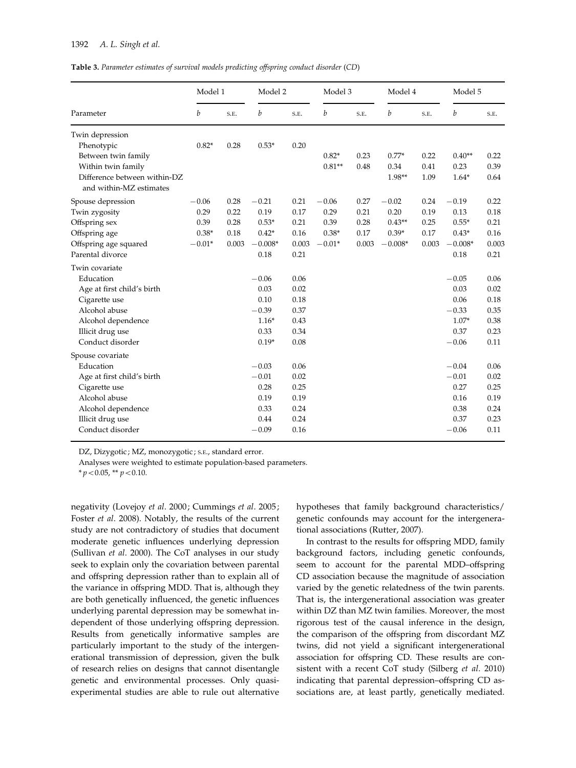**Table 3.** *Parameter estimates of survival models predicting offspring conduct disorder (CD)*

| | Model 1 | | Model 2 | | Model 3 | | Model 4 | | Model 5 | |
|---|---|---|---|---|---|---|---|---|---|---|
| Parameter | *b* | S.E. | *b* | S.E. | *b* | S.E. | *b* | S.E. | *b* | S.E. |
| Twin depression | | | | | | | | | | |
| Phenotypic | 0.82* | 0.28 | 0.53* | 0.20 | | | | | | |
| Between twin family | | | | | 0.82* | 0.23 | 0.77* | 0.22 | 0.40** | 0.22 |
| Within twin family | | | | | 0.81** | 0.48 | 0.34 | 0.41 | 0.23 | 0.39 |
| Difference between within-DZ and within-MZ estimates | | | | | | | 1.98** | 1.09 | 1.64* | 0.64 |
| Spouse depression | −0.06 | 0.28 | −0.21 | 0.21 | −0.06 | 0.27 | −0.02 | 0.24 | −0.19 | 0.22 |
| Twin zygosity | 0.29 | 0.22 | 0.19 | 0.17 | 0.29 | 0.21 | 0.20 | 0.19 | 0.13 | 0.18 |
| Offspring sex | 0.39 | 0.28 | 0.53* | 0.21 | 0.39 | 0.28 | 0.43** | 0.25 | 0.55* | 0.21 |
| Offspring age | 0.38* | 0.18 | 0.42* | 0.16 | 0.38* | 0.17 | 0.39* | 0.17 | 0.43* | 0.16 |
| Offspring age squared | −0.01* | 0.003 | −0.008* | 0.003 | −0.01* | 0.003 | −0.008* | 0.003 | −0.008* | 0.003 |
| Parental divorce | | | 0.18 | 0.21 | | | | | 0.18 | 0.21 |
| Twin covariate | | | | | | | | | | |
| Education | | | −0.06 | 0.06 | | | | | −0.05 | 0.06 |
| Age at first child's birth | | | 0.03 | 0.02 | | | | | 0.03 | 0.02 |
| Cigarette use | | | 0.10 | 0.18 | | | | | 0.06 | 0.18 |
| Alcohol abuse | | | −0.39 | 0.37 | | | | | −0.33 | 0.35 |
| Alcohol dependence | | | 1.16* | 0.43 | | | | | 1.07* | 0.38 |
| Illicit drug use | | | 0.33 | 0.34 | | | | | 0.37 | 0.23 |
| Conduct disorder | | | 0.19* | 0.08 | | | | | −0.06 | 0.11 |
| Spouse covariate | | | | | | | | | | |
| Education | | | −0.03 | 0.06 | | | | | −0.04 | 0.06 |
| Age at first child's birth | | | −0.01 | 0.02 | | | | | −0.01 | 0.02 |
| Cigarette use | | | 0.28 | 0.25 | | | | | 0.27 | 0.25 |
| Alcohol abuse | | | 0.19 | 0.19 | | | | | 0.16 | 0.19 |
| Alcohol dependence | | | 0.33 | 0.24 | | | | | 0.38 | 0.24 |
| Illicit drug use | | | 0.44 | 0.24 | | | | | 0.37 | 0.23 |
| Conduct disorder | | | −0.09 | 0.16 | | | | | −0.06 | 0.11 |

DZ, Dizygotic; MZ, monozygotic; S.E., standard error.

Analyses were weighted to estimate population-based parameters.

* $p < 0.05$, ** $p < 0.10$.

negativity (Lovejoy *et al.* 2000; Cummings *et al.* 2005; Foster *et al.* 2008). Notably, the results of the current study are not contradictory of studies that document moderate genetic influences underlying depression (Sullivan *et al.* 2000). The CoT analyses in our study seek to explain only the covariation between parental and offspring depression rather than to explain all of the variance in offspring MDD. That is, although they are both genetically influenced, the genetic influences underlying parental depression may be somewhat independent of those underlying offspring depression. Results from genetically informative samples are particularly important to the study of the intergenerational transmission of depression, given the bulk of research relies on designs that cannot disentangle genetic and environmental processes. Only quasi-experimental studies are able to rule out alternative hypotheses that family background characteristics/genetic confounds may account for the intergenerational associations (Rutter, 2007).

In contrast to the results for offspring MDD, family background factors, including genetic confounds, seem to account for the parental MDD–offspring CD association because the magnitude of association varied by the genetic relatedness of the twin parents. That is, the intergenerational association was greater within DZ than MZ twin families. Moreover, the most rigorous test of the causal inference in the design, the comparison of the offspring from discordant MZ twins, did not yield a significant intergenerational association for offspring CD. These results are consistent with a recent CoT study (Silberg *et al.* 2010) indicating that parental depression–offspring CD associations are, at least partly, genetically mediated.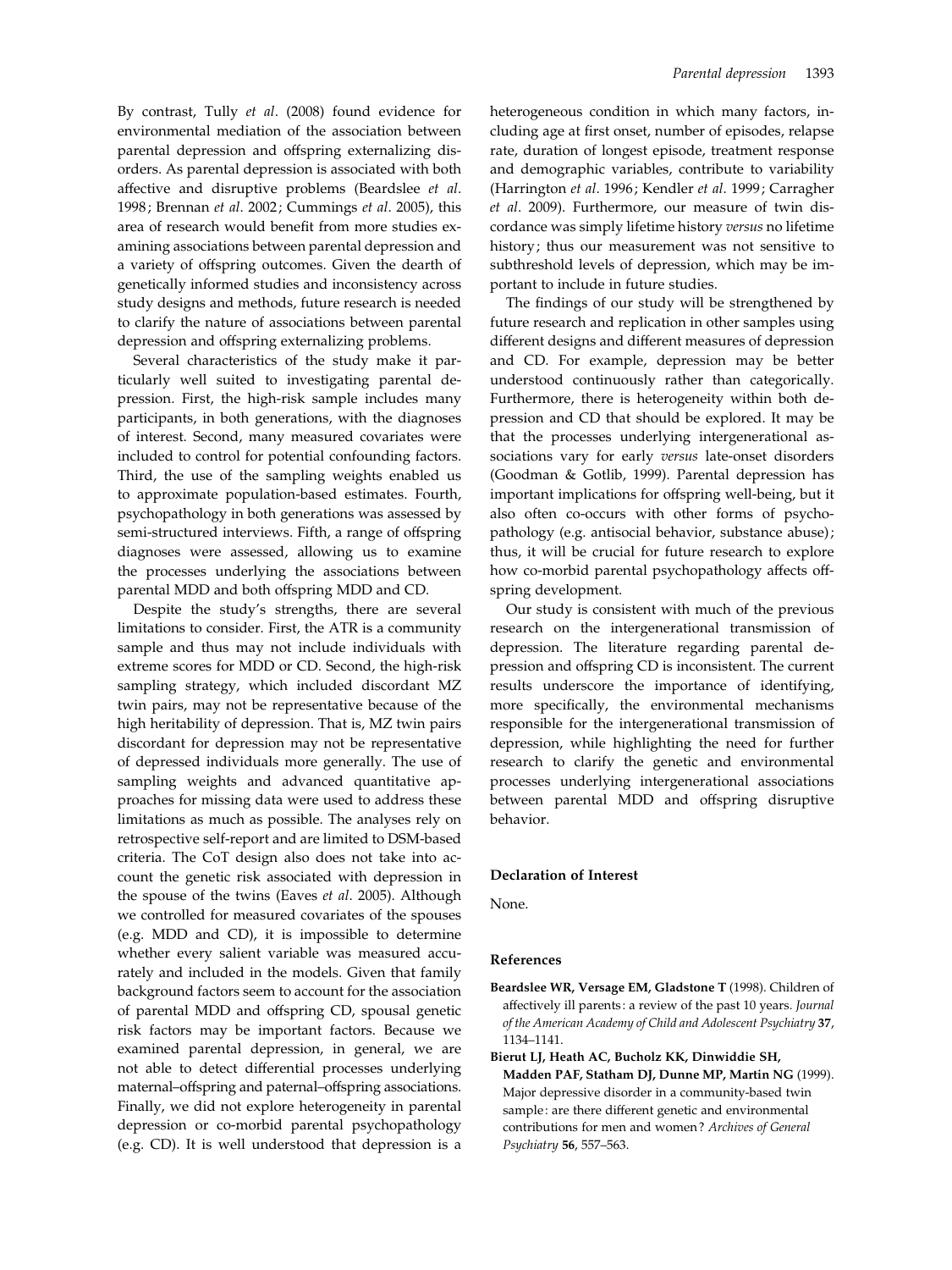By contrast, Tully *et al*. (2008) found evidence for environmental mediation of the association between parental depression and offspring externalizing disorders. As parental depression is associated with both affective and disruptive problems (Beardslee *et al*. 1998; Brennan *et al*. 2002; Cummings *et al*. 2005), this area of research would benefit from more studies examining associations between parental depression and a variety of offspring outcomes. Given the dearth of genetically informed studies and inconsistency across study designs and methods, future research is needed to clarify the nature of associations between parental depression and offspring externalizing problems.

Several characteristics of the study make it particularly well suited to investigating parental depression. First, the high-risk sample includes many participants, in both generations, with the diagnoses of interest. Second, many measured covariates were included to control for potential confounding factors. Third, the use of the sampling weights enabled us to approximate population-based estimates. Fourth, psychopathology in both generations was assessed by semi-structured interviews. Fifth, a range of offspring diagnoses were assessed, allowing us to examine the processes underlying the associations between parental MDD and both offspring MDD and CD.

Despite the study's strengths, there are several limitations to consider. First, the ATR is a community sample and thus may not include individuals with extreme scores for MDD or CD. Second, the high-risk sampling strategy, which included discordant MZ twin pairs, may not be representative because of the high heritability of depression. That is, MZ twin pairs discordant for depression may not be representative of depressed individuals more generally. The use of sampling weights and advanced quantitative approaches for missing data were used to address these limitations as much as possible. The analyses rely on retrospective self-report and are limited to DSM-based criteria. The CoT design also does not take into account the genetic risk associated with depression in the spouse of the twins (Eaves *et al*. 2005). Although we controlled for measured covariates of the spouses (e.g. MDD and CD), it is impossible to determine whether every salient variable was measured accurately and included in the models. Given that family background factors seem to account for the association of parental MDD and offspring CD, spousal genetic risk factors may be important factors. Because we examined parental depression, in general, we are not able to detect differential processes underlying maternal–offspring and paternal–offspring associations. Finally, we did not explore heterogeneity in parental depression or co-morbid parental psychopathology (e.g. CD). It is well understood that depression is a heterogeneous condition in which many factors, including age at first onset, number of episodes, relapse rate, duration of longest episode, treatment response and demographic variables, contribute to variability (Harrington *et al*. 1996; Kendler *et al*. 1999; Carragher *et al*. 2009). Furthermore, our measure of twin discordance was simply lifetime history *versus* no lifetime history; thus our measurement was not sensitive to subthreshold levels of depression, which may be important to include in future studies.

The findings of our study will be strengthened by future research and replication in other samples using different designs and different measures of depression and CD. For example, depression may be better understood continuously rather than categorically. Furthermore, there is heterogeneity within both depression and CD that should be explored. It may be that the processes underlying intergenerational associations vary for early *versus* late-onset disorders (Goodman & Gotlib, 1999). Parental depression has important implications for offspring well-being, but it also often co-occurs with other forms of psychopathology (e.g. antisocial behavior, substance abuse); thus, it will be crucial for future research to explore how co-morbid parental psychopathology affects offspring development.

Our study is consistent with much of the previous research on the intergenerational transmission of depression. The literature regarding parental depression and offspring CD is inconsistent. The current results underscore the importance of identifying, more specifically, the environmental mechanisms responsible for the intergenerational transmission of depression, while highlighting the need for further research to clarify the genetic and environmental processes underlying intergenerational associations between parental MDD and offspring disruptive behavior.

## Declaration of Interest

None.

## References

**Beardslee WR, Versage EM, Gladstone T** (1998). Children of affectively ill parents: a review of the past 10 years. *Journal of the American Academy of Child and Adolescent Psychiatry* **37**, 1134–1141.

**Bierut LJ, Heath AC, Bucholz KK, Dinwiddie SH, Madden PAF, Statham DJ, Dunne MP, Martin NG** (1999). Major depressive disorder in a community-based twin sample: are there different genetic and environmental contributions for men and women? *Archives of General Psychiatry* **56**, 557–563.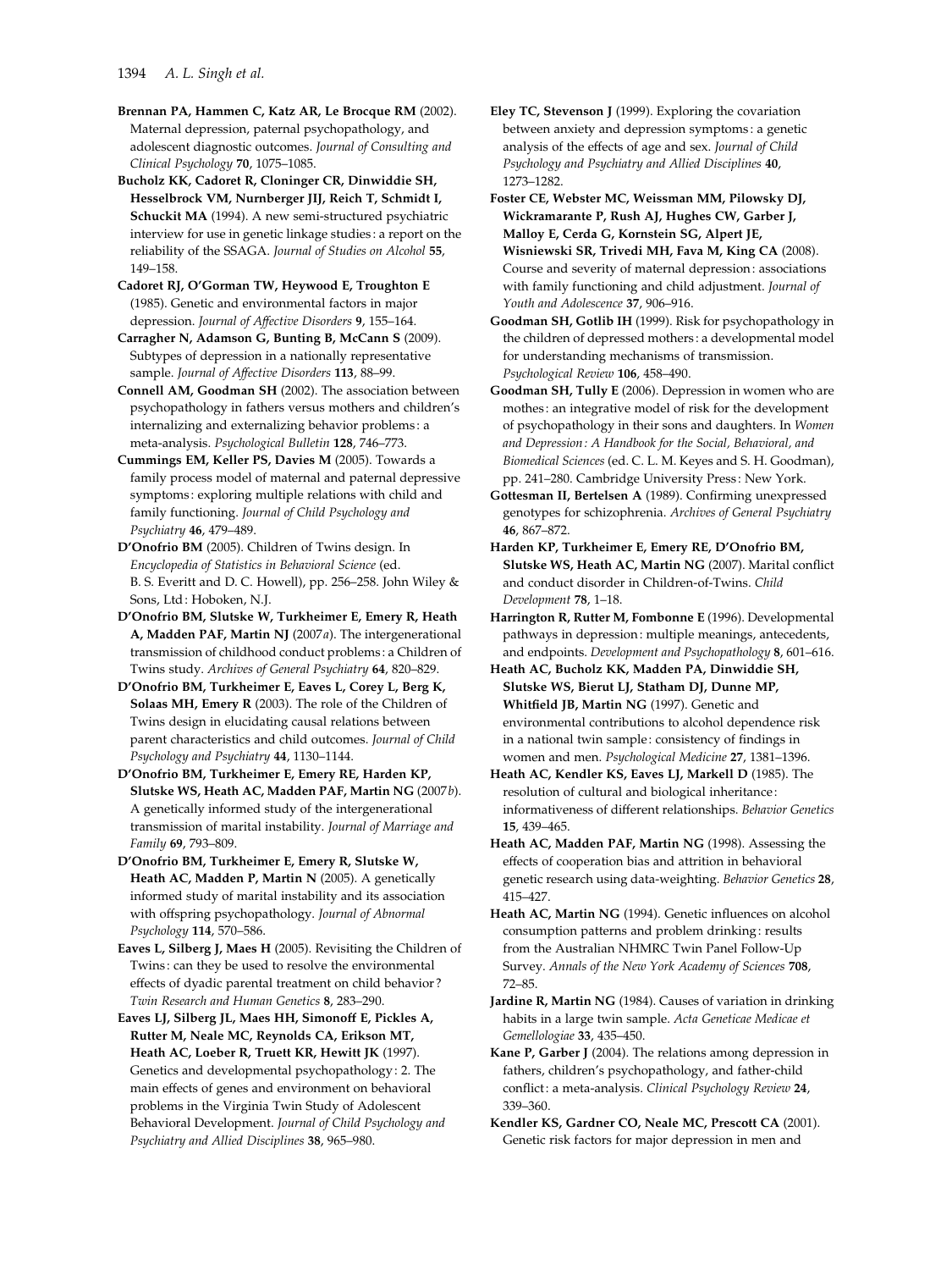**Brennan PA, Hammen C, Katz AR, Le Brocque RM** (2002). Maternal depression, paternal psychopathology, and adolescent diagnostic outcomes. *Journal of Consulting and Clinical Psychology* **70**, 1075–1085.

**Bucholz KK, Cadoret R, Cloninger CR, Dinwiddie SH, Hesselbrock VM, Nurnberger JIJ, Reich T, Schmidt I, Schuckit MA** (1994). A new semi-structured psychiatric interview for use in genetic linkage studies: a report on the reliability of the SSAGA. *Journal of Studies on Alcohol* **55**, 149–158.

**Cadoret RJ, O'Gorman TW, Heywood E, Troughton E** (1985). Genetic and environmental factors in major depression. *Journal of Affective Disorders* **9**, 155–164.

**Carragher N, Adamson G, Bunting B, McCann S** (2009). Subtypes of depression in a nationally representative sample. *Journal of Affective Disorders* **113**, 88–99.

**Connell AM, Goodman SH** (2002). The association between psychopathology in fathers versus mothers and children's internalizing and externalizing behavior problems: a meta-analysis. *Psychological Bulletin* **128**, 746–773.

**Cummings EM, Keller PS, Davies M** (2005). Towards a family process model of maternal and paternal depressive symptoms: exploring multiple relations with child and family functioning. *Journal of Child Psychology and Psychiatry* **46**, 479–489.

**D'Onofrio BM** (2005). Children of Twins design. In *Encyclopedia of Statistics in Behavioral Science* (ed. B. S. Everitt and D. C. Howell), pp. 256–258. John Wiley & Sons, Ltd: Hoboken, N.J.

**D'Onofrio BM, Slutske W, Turkheimer E, Emery R, Heath A, Madden PAF, Martin NJ** (2007*a*). The intergenerational transmission of childhood conduct problems: a Children of Twins study. *Archives of General Psychiatry* **64**, 820–829.

**D'Onofrio BM, Turkheimer E, Eaves L, Corey L, Berg K, Solaas MH, Emery R** (2003). The role of the Children of Twins design in elucidating causal relations between parent characteristics and child outcomes. *Journal of Child Psychology and Psychiatry* **44**, 1130–1144.

**D'Onofrio BM, Turkheimer E, Emery RE, Harden KP, Slutske WS, Heath AC, Madden PAF, Martin NG** (2007*b*). A genetically informed study of the intergenerational transmission of marital instability. *Journal of Marriage and Family* **69**, 793–809.

**D'Onofrio BM, Turkheimer E, Emery R, Slutske W, Heath AC, Madden P, Martin N** (2005). A genetically informed study of marital instability and its association with offspring psychopathology. *Journal of Abnormal Psychology* **114**, 570–586.

**Eaves L, Silberg J, Maes H** (2005). Revisiting the Children of Twins: can they be used to resolve the environmental effects of dyadic parental treatment on child behavior? *Twin Research and Human Genetics* **8**, 283–290.

**Eaves LJ, Silberg JL, Maes HH, Simonoff E, Pickles A, Rutter M, Neale MC, Reynolds CA, Erikson MT, Heath AC, Loeber R, Truett KR, Hewitt JK** (1997). Genetics and developmental psychopathology: 2. The main effects of genes and environment on behavioral problems in the Virginia Twin Study of Adolescent Behavioral Development. *Journal of Child Psychology and Psychiatry and Allied Disciplines* **38**, 965–980.

**Eley TC, Stevenson J** (1999). Exploring the covariation between anxiety and depression symptoms: a genetic analysis of the effects of age and sex. *Journal of Child Psychology and Psychiatry and Allied Disciplines* **40**, 1273–1282.

**Foster CE, Webster MC, Weissman MM, Pilowsky DJ, Wickramarante P, Rush AJ, Hughes CW, Garber J, Malloy E, Cerda G, Kornstein SG, Alpert JE, Wisniewski SR, Trivedi MH, Fava M, King CA** (2008). Course and severity of maternal depression: associations with family functioning and child adjustment. *Journal of Youth and Adolescence* **37**, 906–916.

**Goodman SH, Gotlib IH** (1999). Risk for psychopathology in the children of depressed mothers: a developmental model for understanding mechanisms of transmission. *Psychological Review* **106**, 458–490.

**Goodman SH, Tully E** (2006). Depression in women who are mothes: an integrative model of risk for the development of psychopathology in their sons and daughters. In *Women and Depression: A Handbook for the Social, Behavioral, and Biomedical Sciences* (ed. C. L. M. Keyes and S. H. Goodman), pp. 241–280. Cambridge University Press: New York.

**Gottesman II, Bertelsen A** (1989). Confirming unexpressed genotypes for schizophrenia. *Archives of General Psychiatry* **46**, 867–872.

**Harden KP, Turkheimer E, Emery RE, D'Onofrio BM, Slutske WS, Heath AC, Martin NG** (2007). Marital conflict and conduct disorder in Children-of-Twins. *Child Development* **78**, 1–18.

**Harrington R, Rutter M, Fombonne E** (1996). Developmental pathways in depression: multiple meanings, antecedents, and endpoints. *Development and Psychopathology* **8**, 601–616.

**Heath AC, Bucholz KK, Madden PA, Dinwiddie SH, Slutske WS, Bierut LJ, Statham DJ, Dunne MP, Whitfield JB, Martin NG** (1997). Genetic and environmental contributions to alcohol dependence risk in a national twin sample: consistency of findings in women and men. *Psychological Medicine* **27**, 1381–1396.

**Heath AC, Kendler KS, Eaves LJ, Markell D** (1985). The resolution of cultural and biological inheritance: informativeness of different relationships. *Behavior Genetics* **15**, 439–465.

**Heath AC, Madden PAF, Martin NG** (1998). Assessing the effects of cooperation bias and attrition in behavioral genetic research using data-weighting. *Behavior Genetics* **28**, 415–427.

**Heath AC, Martin NG** (1994). Genetic influences on alcohol consumption patterns and problem drinking: results from the Australian NHMRC Twin Panel Follow-Up Survey. *Annals of the New York Academy of Sciences* **708**, 72–85.

**Jardine R, Martin NG** (1984). Causes of variation in drinking habits in a large twin sample. *Acta Geneticae Medicae et Gemellologiae* **33**, 435–450.

**Kane P, Garber J** (2004). The relations among depression in fathers, children's psychopathology, and father-child conflict: a meta-analysis. *Clinical Psychology Review* **24**, 339–360.

**Kendler KS, Gardner CO, Neale MC, Prescott CA** (2001). Genetic risk factors for major depression in men and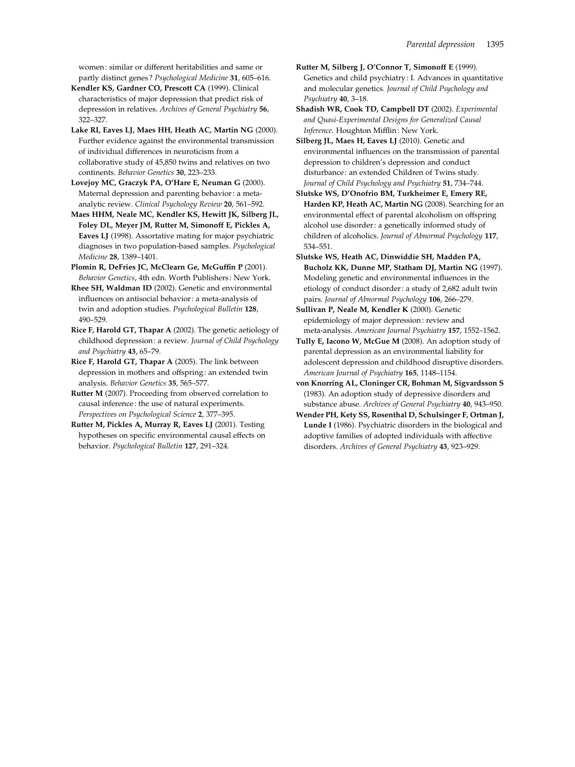women: similar or different heritabilities and same or partly distinct genes? *Psychological Medicine* **31**, 605–616.

**Kendler KS, Gardner CO, Prescott CA** (1999). Clinical characteristics of major depression that predict risk of depression in relatives. *Archives of General Psychiatry* **56**, 322–327.

**Lake RI, Eaves LJ, Maes HH, Heath AC, Martin NG** (2000). Further evidence against the environmental transmission of individual differences in neuroticism from a collaborative study of 45,850 twins and relatives on two continents. *Behavior Genetics* **30**, 223–233.

**Lovejoy MC, Graczyk PA, O'Hare E, Neuman G** (2000). Maternal depression and parenting behavior: a meta-analytic review. *Clinical Psychology Review* **20**, 561–592.

**Maes HHM, Neale MC, Kendler KS, Hewitt JK, Silberg JL, Foley DL, Meyer JM, Rutter M, Simonoff E, Pickles A, Eaves LJ** (1998). Assortative mating for major psychiatric diagnoses in two population-based samples. *Psychological Medicine* **28**, 1389–1401.

**Plomin R, DeFries JC, McClearn Ge, McGuffin P** (2001). *Behavior Genetics*, 4th edn. Worth Publishers: New York.

**Rhee SH, Waldman ID** (2002). Genetic and environmental influences on antisocial behavior: a meta-analysis of twin and adoption studies. *Psychological Bulletin* **128**, 490–529.

**Rice F, Harold GT, Thapar A** (2002). The genetic aetiology of childhood depression: a review. *Journal of Child Psychology and Psychiatry* **43**, 65–79.

**Rice F, Harold GT, Thapar A** (2005). The link between depression in mothers and offspring: an extended twin analysis. *Behavior Genetics* **35**, 565–577.

**Rutter M** (2007). Proceeding from observed correlation to causal inference: the use of natural experiments. *Perspectives on Psychological Science* **2**, 377–395.

**Rutter M, Pickles A, Murray R, Eaves LJ** (2001). Testing hypotheses on specific environmental causal effects on behavior. *Psychological Bulletin* **127**, 291–324.

**Rutter M, Silberg J, O'Connor T, Simonoff E** (1999). Genetics and child psychiatry: I. Advances in quantitative and molecular genetics. *Journal of Child Psychology and Psychiatry* **40**, 3–18.

**Shadish WR, Cook TD, Campbell DT** (2002). *Experimental and Quasi-Experimental Designs for Generalized Causal Inference*. Houghton Mifflin: New York.

**Silberg JL, Maes H, Eaves LJ** (2010). Genetic and environmental influences on the transmission of parental depression to children's depression and conduct disturbance: an extended Children of Twins study. *Journal of Child Psychology and Psychiatry* **51**, 734–744.

**Slutske WS, D'Onofrio BM, Turkheimer E, Emery RE, Harden KP, Heath AC, Martin NG** (2008). Searching for an environmental effect of parental alcoholism on offspring alcohol use disorder: a genetically informed study of children of alcoholics. *Journal of Abnormal Psychology* **117**, 534–551.

**Slutske WS, Heath AC, Dinwiddie SH, Madden PA, Bucholz KK, Dunne MP, Statham DJ, Martin NG** (1997). Modeling genetic and environmental influences in the etiology of conduct disorder: a study of 2,682 adult twin pairs. *Journal of Abnormal Psychology* **106**, 266–279.

**Sullivan P, Neale M, Kendler K** (2000). Genetic epidemiology of major depression: review and meta-analysis. *American Journal Psychiatry* **157**, 1552–1562.

**Tully E, Iacono W, McGue M** (2008). An adoption study of parental depression as an environmental liability for adolescent depression and childhood disruptive disorders. *American Journal of Psychiatry* **165**, 1148–1154.

**von Knorring AL, Cloninger CR, Bohman M, Sigvardsson S** (1983). An adoption study of depressive disorders and substance abuse. *Archives of General Psychiatry* **40**, 943–950.

**Wender PH, Kety SS, Rosenthal D, Schulsinger F, Ortman J, Lunde I** (1986). Psychiatric disorders in the biological and adoptive families of adopted individuals with affective disorders. *Archives of General Psychiatry* **43**, 923–929.